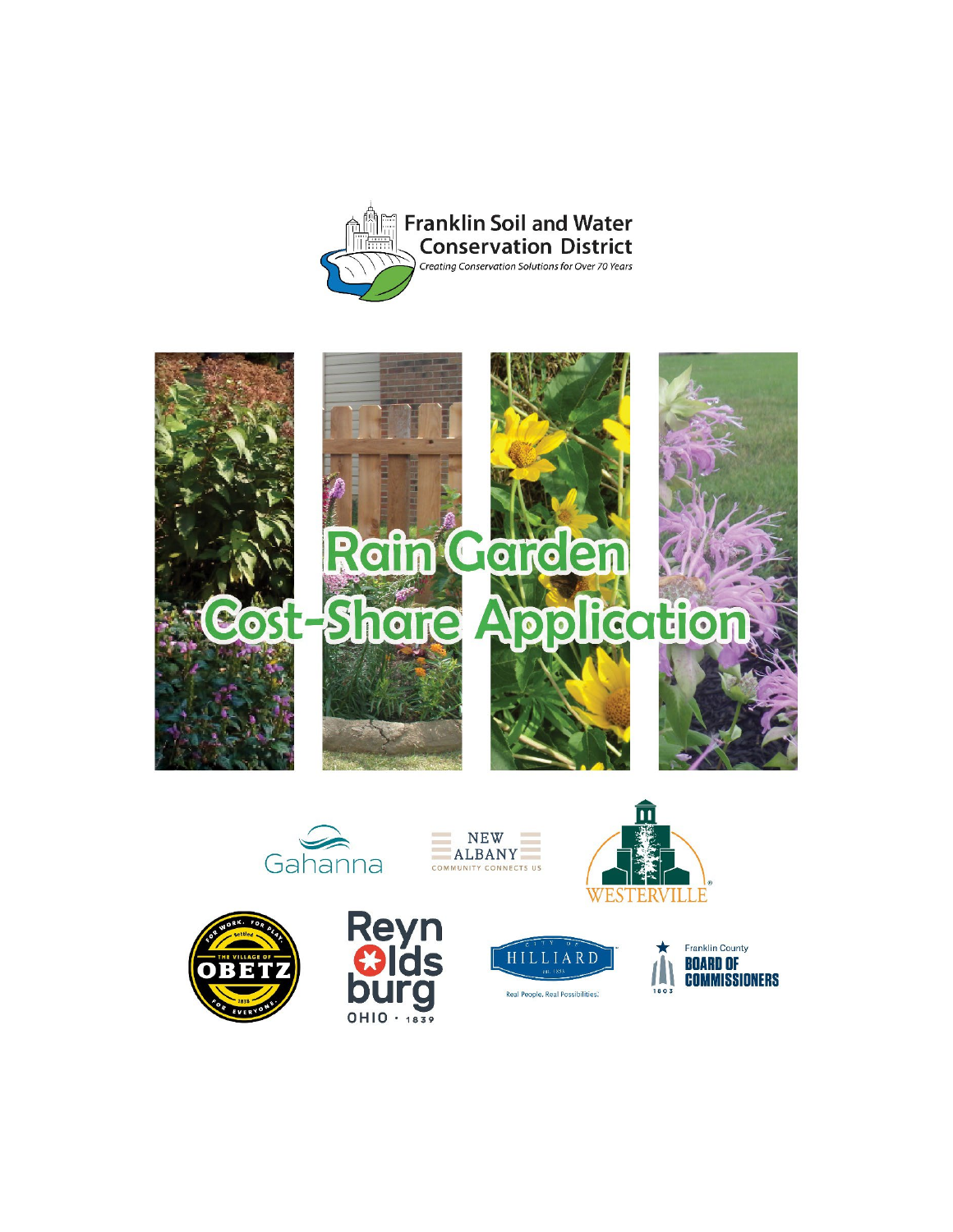Franklin Soil and Water Conservation District

*Creating Conservation Solutions for Over 70 Years*

# Rain Garden Cost-Share Application

Gahanna

NEW ALBANY COMMUNITY CONNECTS US

WESTERVILLE

THE VILLAGE OF OBETZ — FOR WORK. FOR PLAY. FOR EVERYONE. Settled 1835

Reynoldsburg OHIO · 1839

CITY OF HILLIARD est. 1853 — Real People. Real Possibilities.

Franklin County BOARD OF COMMISSIONERS 1803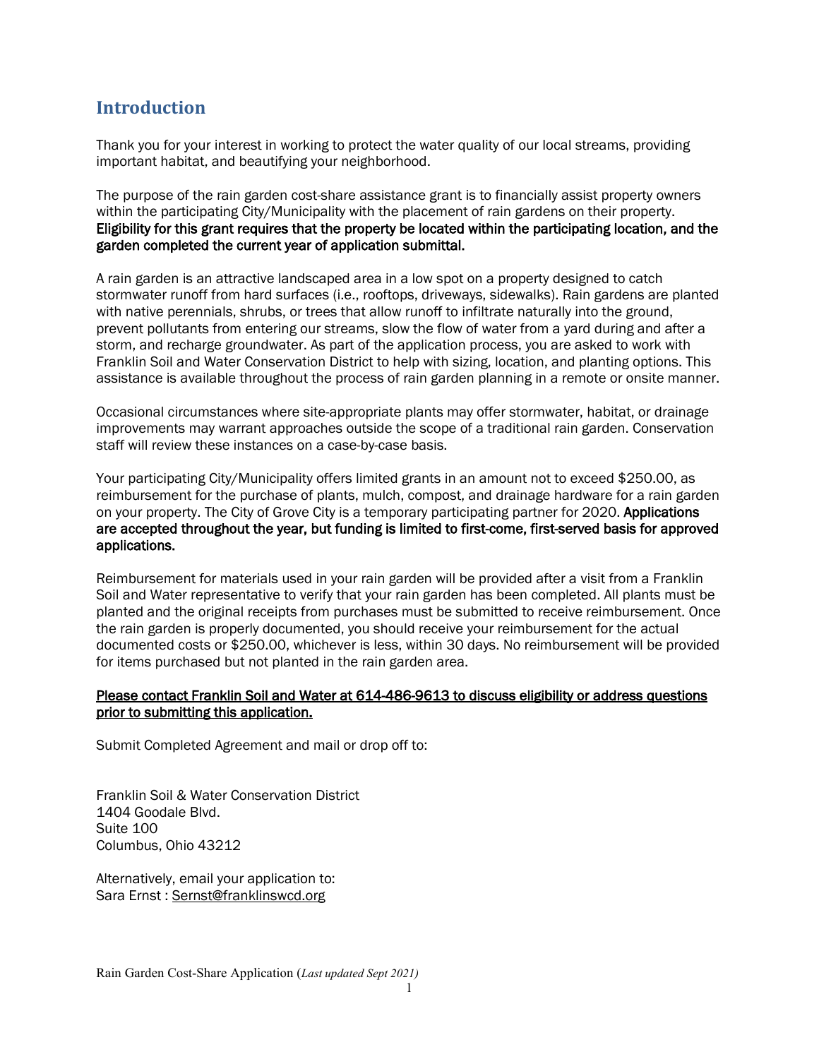## Introduction

Thank you for your interest in working to protect the water quality of our local streams, providing important habitat, and beautifying your neighborhood.

The purpose of the rain garden cost-share assistance grant is to financially assist property owners within the participating City/Municipality with the placement of rain gardens on their property. **Eligibility for this grant requires that the property be located within the participating location, and the garden completed the current year of application submittal.**

A rain garden is an attractive landscaped area in a low spot on a property designed to catch stormwater runoff from hard surfaces (i.e., rooftops, driveways, sidewalks). Rain gardens are planted with native perennials, shrubs, or trees that allow runoff to infiltrate naturally into the ground, prevent pollutants from entering our streams, slow the flow of water from a yard during and after a storm, and recharge groundwater. As part of the application process, you are asked to work with Franklin Soil and Water Conservation District to help with sizing, location, and planting options. This assistance is available throughout the process of rain garden planning in a remote or onsite manner.

Occasional circumstances where site-appropriate plants may offer stormwater, habitat, or drainage improvements may warrant approaches outside the scope of a traditional rain garden. Conservation staff will review these instances on a case-by-case basis.

Your participating City/Municipality offers limited grants in an amount not to exceed $250.00, as reimbursement for the purchase of plants, mulch, compost, and drainage hardware for a rain garden on your property. The City of Grove City is a temporary participating partner for 2020. **Applications are accepted throughout the year, but funding is limited to first-come, first-served basis for approved applications.**

Reimbursement for materials used in your rain garden will be provided after a visit from a Franklin Soil and Water representative to verify that your rain garden has been completed. All plants must be planted and the original receipts from purchases must be submitted to receive reimbursement. Once the rain garden is properly documented, you should receive your reimbursement for the actual documented costs or $250.00, whichever is less, within 30 days. No reimbursement will be provided for items purchased but not planted in the rain garden area.

<u>Please contact Franklin Soil and Water at 614-486-9613 to discuss eligibility or address questions prior to submitting this application.</u>

Submit Completed Agreement and mail or drop off to:

Franklin Soil & Water Conservation District
1404 Goodale Blvd.
Suite 100
Columbus, Ohio 43212

Alternatively, email your application to:
Sara Ernst : Sernst@franklinswcd.org

Rain Garden Cost-Share Application (*Last updated Sept 2021)*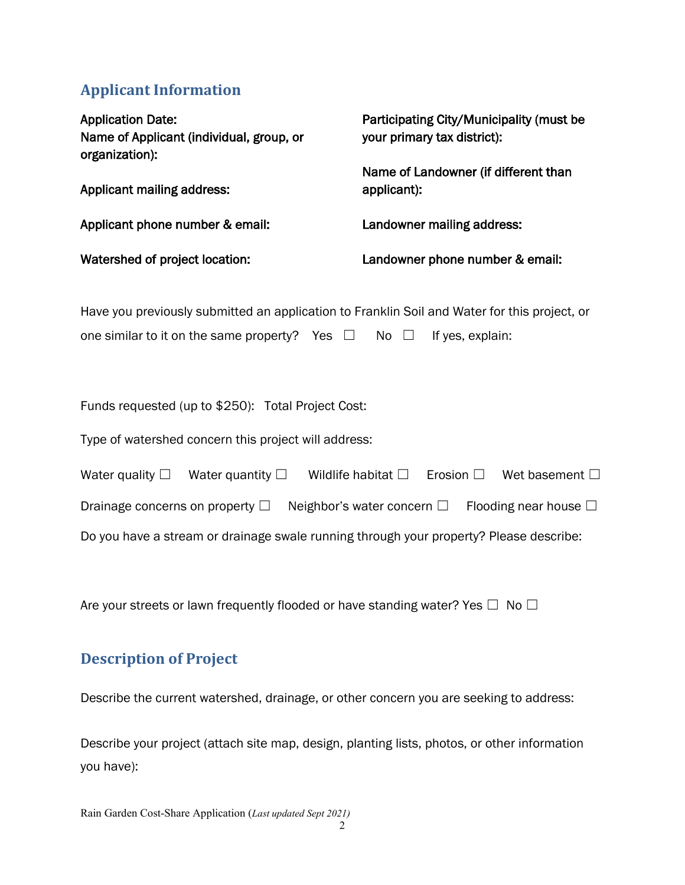## Applicant Information

**Application Date:**

**Name of Applicant (individual, group, or organization):**

**Applicant mailing address:**

**Applicant phone number & email:**

**Watershed of project location:**

**Participating City/Municipality (must be your primary tax district):**

**Name of Landowner (if different than applicant):**

**Landowner mailing address:**

**Landowner phone number & email:**

Have you previously submitted an application to Franklin Soil and Water for this project, or one similar to it on the same property? Yes ☐ No ☐ If yes, explain:

Funds requested (up to $250): Total Project Cost:

Type of watershed concern this project will address:

Water quality ☐ Water quantity ☐ Wildlife habitat ☐ Erosion ☐ Wet basement ☐

Drainage concerns on property ☐ Neighbor's water concern ☐ Flooding near house ☐

Do you have a stream or drainage swale running through your property? Please describe:

Are your streets or lawn frequently flooded or have standing water? Yes ☐ No ☐

## Description of Project

Describe the current watershed, drainage, or other concern you are seeking to address:

Describe your project (attach site map, design, planting lists, photos, or other information you have):

Rain Garden Cost-Share Application (*Last updated Sept 2021)*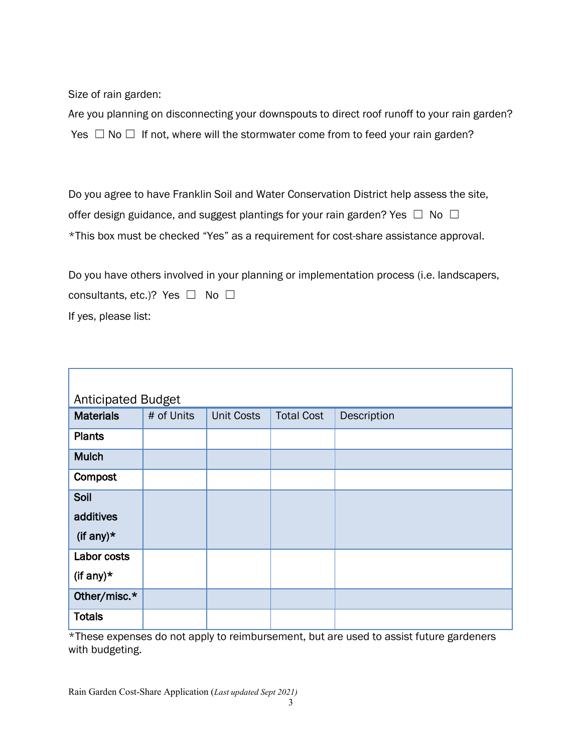Size of rain garden:

Are you planning on disconnecting your downspouts to direct roof runoff to your rain garden?

Yes ☐ No ☐ If not, where will the stormwater come from to feed your rain garden?

Do you agree to have Franklin Soil and Water Conservation District help assess the site, offer design guidance, and suggest plantings for your rain garden? Yes ☐ No ☐

*This box must be checked "Yes" as a requirement for cost-share assistance approval.

Do you have others involved in your planning or implementation process (i.e. landscapers, consultants, etc.)? Yes ☐ No ☐

If yes, please list:

Anticipated Budget

| **Materials** | # of Units | Unit Costs | Total Cost | Description |
| --- | --- | --- | --- | --- |
| **Plants** | | | | |
| **Mulch** | | | | |
| **Compost** | | | | |
| **Soil additives (if any)*** | | | | |
| **Labor costs (if any)*** | | | | |
| **Other/misc.*** | | | | |
| **Totals** | | | | |

*These expenses do not apply to reimbursement, but are used to assist future gardeners with budgeting.

Rain Garden Cost-Share Application (*Last updated Sept 2021)*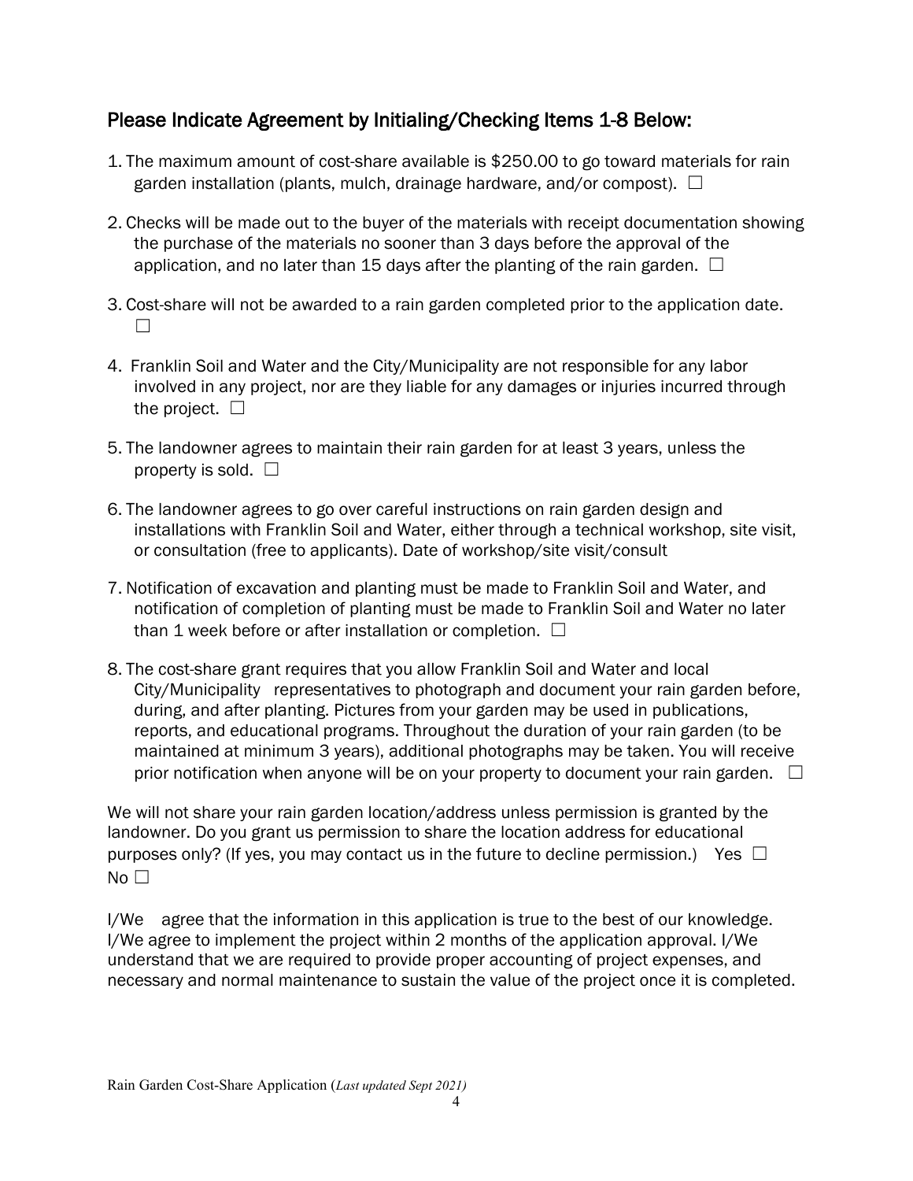## Please Indicate Agreement by Initialing/Checking Items 1-8 Below:

1. The maximum amount of cost-share available is $250.00 to go toward materials for rain garden installation (plants, mulch, drainage hardware, and/or compost). ☐

2. Checks will be made out to the buyer of the materials with receipt documentation showing the purchase of the materials no sooner than 3 days before the approval of the application, and no later than 15 days after the planting of the rain garden. ☐

3. Cost-share will not be awarded to a rain garden completed prior to the application date. ☐

4. Franklin Soil and Water and the City/Municipality are not responsible for any labor involved in any project, nor are they liable for any damages or injuries incurred through the project. ☐

5. The landowner agrees to maintain their rain garden for at least 3 years, unless the property is sold. ☐

6. The landowner agrees to go over careful instructions on rain garden design and installations with Franklin Soil and Water, either through a technical workshop, site visit, or consultation (free to applicants). Date of workshop/site visit/consult

7. Notification of excavation and planting must be made to Franklin Soil and Water, and notification of completion of planting must be made to Franklin Soil and Water no later than 1 week before or after installation or completion. ☐

8. The cost-share grant requires that you allow Franklin Soil and Water and local City/Municipality representatives to photograph and document your rain garden before, during, and after planting. Pictures from your garden may be used in publications, reports, and educational programs. Throughout the duration of your rain garden (to be maintained at minimum 3 years), additional photographs may be taken. You will receive prior notification when anyone will be on your property to document your rain garden. ☐

We will not share your rain garden location/address unless permission is granted by the landowner. Do you grant us permission to share the location address for educational purposes only? (If yes, you may contact us in the future to decline permission.) Yes ☐ No ☐

I/We agree that the information in this application is true to the best of our knowledge. I/We agree to implement the project within 2 months of the application approval. I/We understand that we are required to provide proper accounting of project expenses, and necessary and normal maintenance to sustain the value of the project once it is completed.